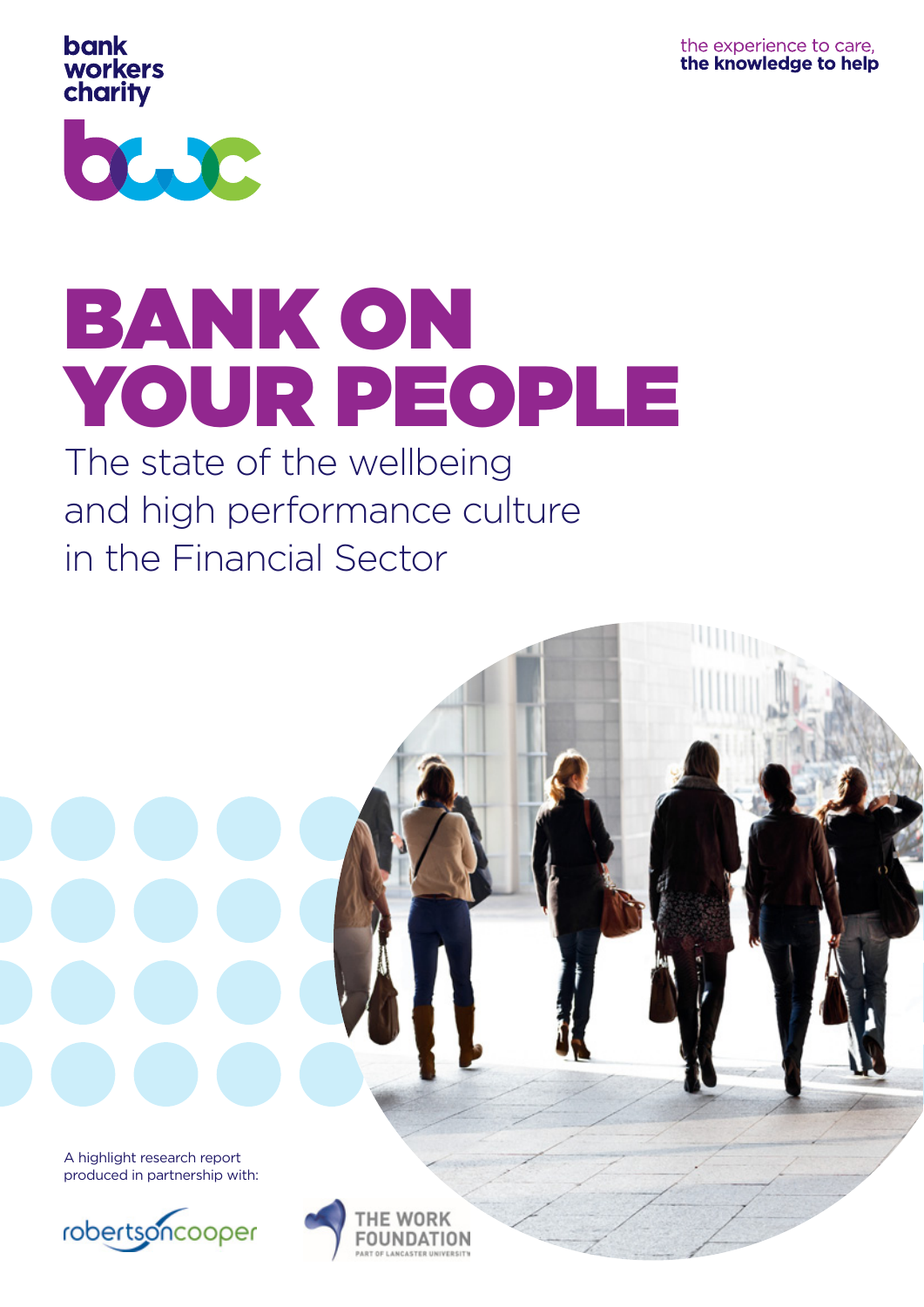bank workers charity

the experience to care, **the knowledge to help**

# BANK ON YOUR PEOPLE

## The state of the wellbeing and high performance culture in the Financial Sector

A highlight research report produced in partnership with:

robertsoncooper

THE WORK FOUNDATION
PART OF LANCASTER UNIVERSITY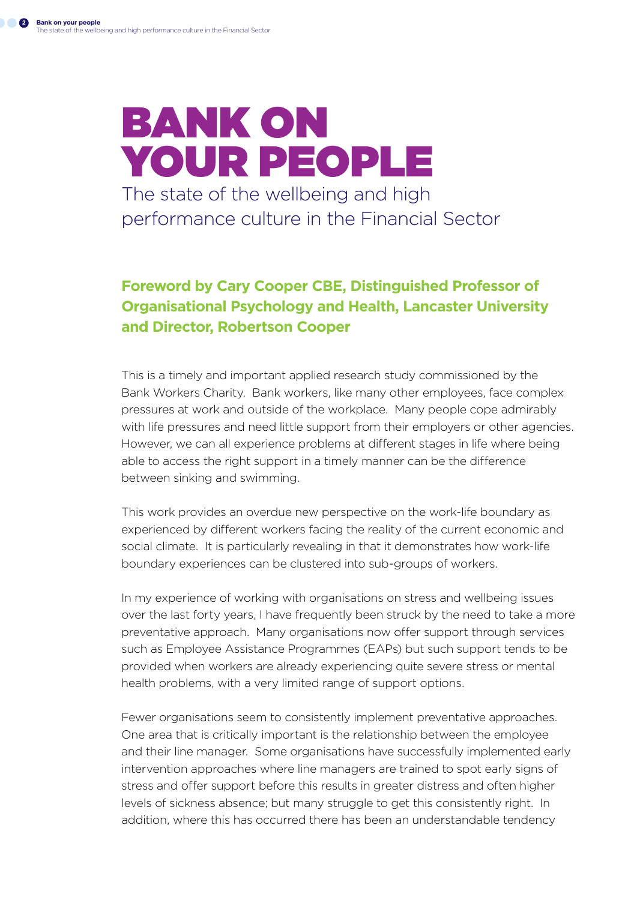# BANK ON YOUR PEOPLE

The state of the wellbeing and high performance culture in the Financial Sector

## Foreword by Cary Cooper CBE, Distinguished Professor of Organisational Psychology and Health, Lancaster University and Director, Robertson Cooper

This is a timely and important applied research study commissioned by the Bank Workers Charity. Bank workers, like many other employees, face complex pressures at work and outside of the workplace. Many people cope admirably with life pressures and need little support from their employers or other agencies. However, we can all experience problems at different stages in life where being able to access the right support in a timely manner can be the difference between sinking and swimming.

This work provides an overdue new perspective on the work-life boundary as experienced by different workers facing the reality of the current economic and social climate. It is particularly revealing in that it demonstrates how work-life boundary experiences can be clustered into sub-groups of workers.

In my experience of working with organisations on stress and wellbeing issues over the last forty years, I have frequently been struck by the need to take a more preventative approach. Many organisations now offer support through services such as Employee Assistance Programmes (EAPs) but such support tends to be provided when workers are already experiencing quite severe stress or mental health problems, with a very limited range of support options.

Fewer organisations seem to consistently implement preventative approaches. One area that is critically important is the relationship between the employee and their line manager. Some organisations have successfully implemented early intervention approaches where line managers are trained to spot early signs of stress and offer support before this results in greater distress and often higher levels of sickness absence; but many struggle to get this consistently right. In addition, where this has occurred there has been an understandable tendency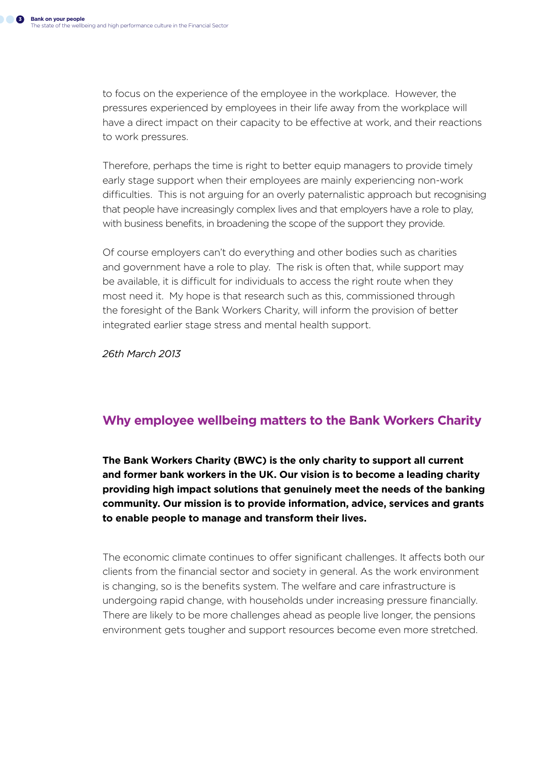to focus on the experience of the employee in the workplace. However, the pressures experienced by employees in their life away from the workplace will have a direct impact on their capacity to be effective at work, and their reactions to work pressures.

Therefore, perhaps the time is right to better equip managers to provide timely early stage support when their employees are mainly experiencing non-work difficulties. This is not arguing for an overly paternalistic approach but recognising that people have increasingly complex lives and that employers have a role to play, with business benefits, in broadening the scope of the support they provide.

Of course employers can't do everything and other bodies such as charities and government have a role to play. The risk is often that, while support may be available, it is difficult for individuals to access the right route when they most need it. My hope is that research such as this, commissioned through the foresight of the Bank Workers Charity, will inform the provision of better integrated earlier stage stress and mental health support.

*26th March 2013*

## Why employee wellbeing matters to the Bank Workers Charity

**The Bank Workers Charity (BWC) is the only charity to support all current and former bank workers in the UK. Our vision is to become a leading charity providing high impact solutions that genuinely meet the needs of the banking community. Our mission is to provide information, advice, services and grants to enable people to manage and transform their lives.**

The economic climate continues to offer significant challenges. It affects both our clients from the financial sector and society in general. As the work environment is changing, so is the benefits system. The welfare and care infrastructure is undergoing rapid change, with households under increasing pressure financially. There are likely to be more challenges ahead as people live longer, the pensions environment gets tougher and support resources become even more stretched.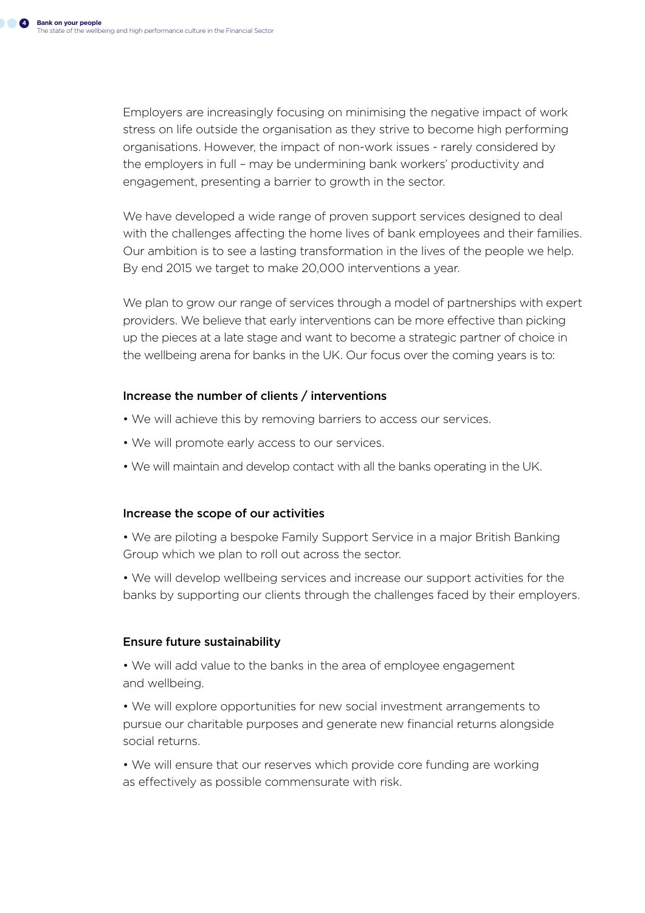Employers are increasingly focusing on minimising the negative impact of work stress on life outside the organisation as they strive to become high performing organisations. However, the impact of non-work issues - rarely considered by the employers in full – may be undermining bank workers' productivity and engagement, presenting a barrier to growth in the sector.

We have developed a wide range of proven support services designed to deal with the challenges affecting the home lives of bank employees and their families. Our ambition is to see a lasting transformation in the lives of the people we help. By end 2015 we target to make 20,000 interventions a year.

We plan to grow our range of services through a model of partnerships with expert providers. We believe that early interventions can be more effective than picking up the pieces at a late stage and want to become a strategic partner of choice in the wellbeing arena for banks in the UK. Our focus over the coming years is to:

### Increase the number of clients / interventions

- We will achieve this by removing barriers to access our services.
- We will promote early access to our services.
- We will maintain and develop contact with all the banks operating in the UK.

### Increase the scope of our activities

- We are piloting a bespoke Family Support Service in a major British Banking Group which we plan to roll out across the sector.
- We will develop wellbeing services and increase our support activities for the banks by supporting our clients through the challenges faced by their employers.

### Ensure future sustainability

- We will add value to the banks in the area of employee engagement and wellbeing.
- We will explore opportunities for new social investment arrangements to pursue our charitable purposes and generate new financial returns alongside social returns.
- We will ensure that our reserves which provide core funding are working as effectively as possible commensurate with risk.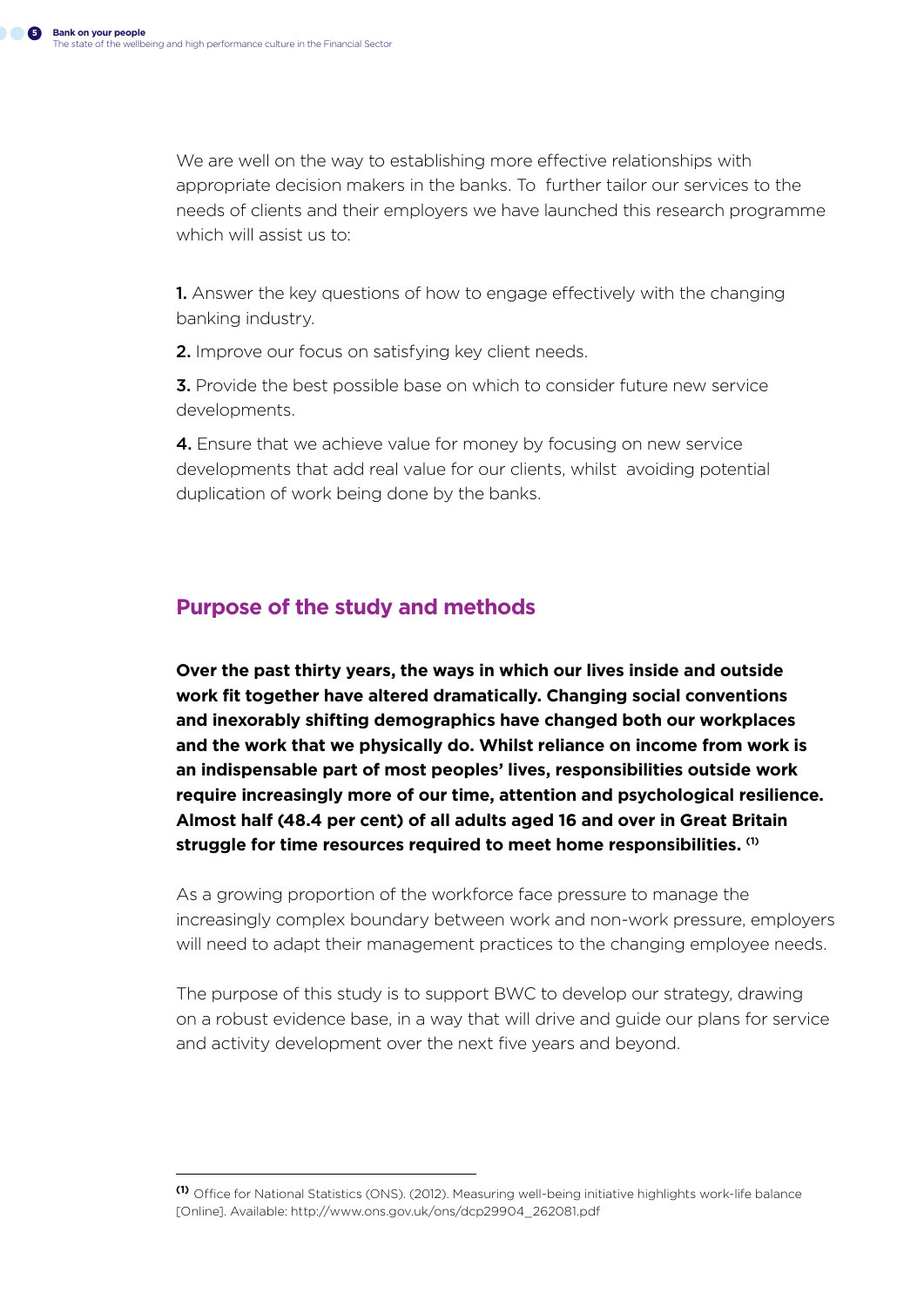We are well on the way to establishing more effective relationships with appropriate decision makers in the banks. To further tailor our services to the needs of clients and their employers we have launched this research programme which will assist us to:

**1.** Answer the key questions of how to engage effectively with the changing banking industry.

**2.** Improve our focus on satisfying key client needs.

**3.** Provide the best possible base on which to consider future new service developments.

**4.** Ensure that we achieve value for money by focusing on new service developments that add real value for our clients, whilst avoiding potential duplication of work being done by the banks.

## Purpose of the study and methods

**Over the past thirty years, the ways in which our lives inside and outside work fit together have altered dramatically. Changing social conventions and inexorably shifting demographics have changed both our workplaces and the work that we physically do. Whilst reliance on income from work is an indispensable part of most peoples' lives, responsibilities outside work require increasingly more of our time, attention and psychological resilience. Almost half (48.4 per cent) of all adults aged 16 and over in Great Britain struggle for time resources required to meet home responsibilities. [1]**

As a growing proportion of the workforce face pressure to manage the increasingly complex boundary between work and non-work pressure, employers will need to adapt their management practices to the changing employee needs.

The purpose of this study is to support BWC to develop our strategy, drawing on a robust evidence base, in a way that will drive and guide our plans for service and activity development over the next five years and beyond.

---

[1] Office for National Statistics (ONS). (2012). Measuring well-being initiative highlights work-life balance [Online]. Available: http://www.ons.gov.uk/ons/dcp29904_262081.pdf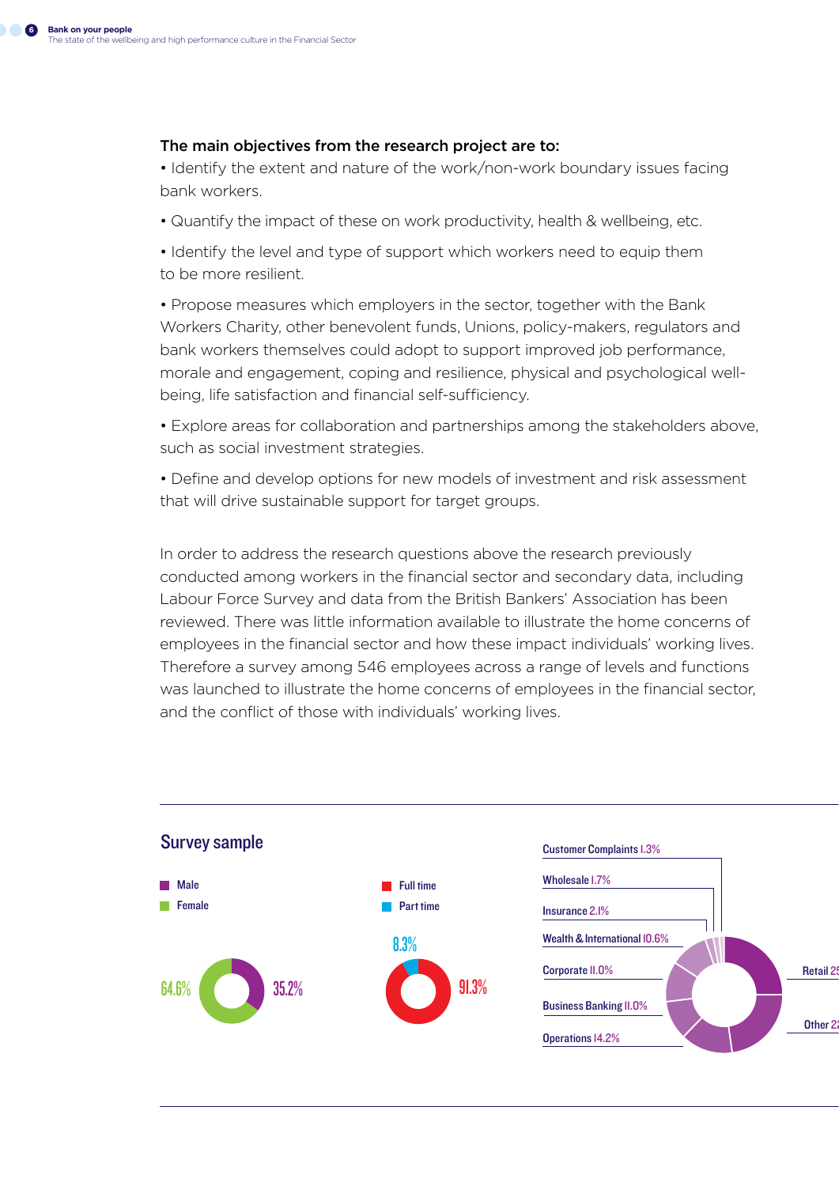**The main objectives from the research project are to:**

- Identify the extent and nature of the work/non-work boundary issues facing bank workers.
- Quantify the impact of these on work productivity, health & wellbeing, etc.
- Identify the level and type of support which workers need to equip them to be more resilient.
- Propose measures which employers in the sector, together with the Bank Workers Charity, other benevolent funds, Unions, policy-makers, regulators and bank workers themselves could adopt to support improved job performance, morale and engagement, coping and resilience, physical and psychological well-being, life satisfaction and financial self-sufficiency.
- Explore areas for collaboration and partnerships among the stakeholders above, such as social investment strategies.
- Define and develop options for new models of investment and risk assessment that will drive sustainable support for target groups.

In order to address the research questions above the research previously conducted among workers in the financial sector and secondary data, including Labour Force Survey and data from the British Bankers' Association has been reviewed. There was little information available to illustrate the home concerns of employees in the financial sector and how these impact individuals' working lives. Therefore a survey among 546 employees across a range of levels and functions was launched to illustrate the home concerns of employees in the financial sector, and the conflict of those with individuals' working lives.

## Survey sample

Male
Female
64.6%
35.2%

Full time
Part time
8.3%
91.3%

Customer Complaints 1.3%
Wholesale 1.7%
Insurance 2.1%
Wealth & International 10.6%
Corporate 11.0%
Business Banking 11.0%
Operations 14.2%
Retail 25
Other 22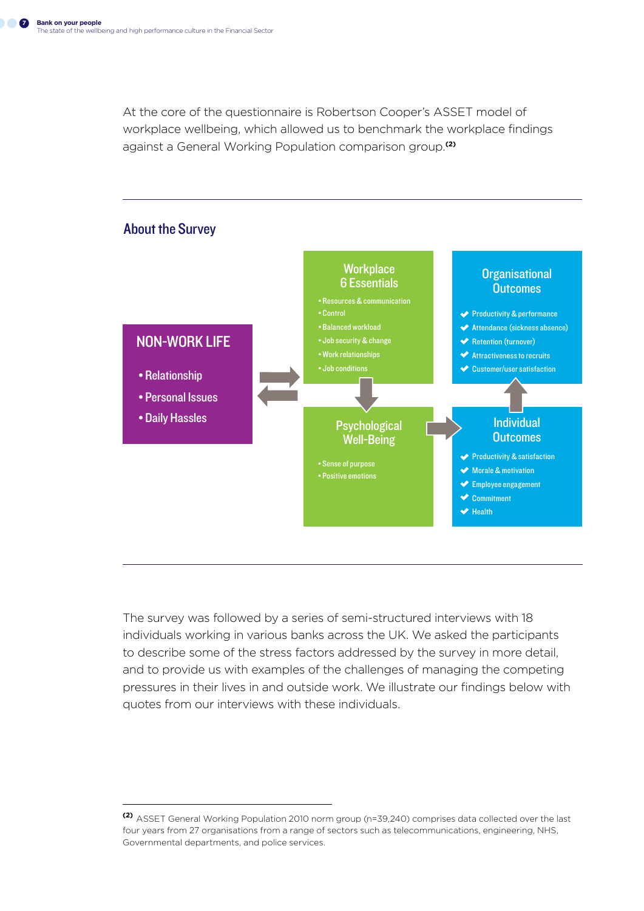At the core of the questionnaire is Robertson Cooper's ASSET model of workplace wellbeing, which allowed us to benchmark the workplace findings against a General Working Population comparison group.[2]

## About the Survey

NON-WORK LIFE

- Relationship
- Personal Issues
- Daily Hassles

Workplace 6 Essentials

- Resources & communication
- Control
- Balanced workload
- Job security & change
- Work relationships
- Job conditions

Psychological Well-Being

- Sense of purpose
- Positive emotions

Organisational Outcomes

- Productivity & performance
- Attendance (sickness absence)
- Retention (turnover)
- Attractiveness to recruits
- Customer/user satisfaction

Individual Outcomes

- Productivity & satisfaction
- Morale & motivation
- Employee engagement
- Commitment
- Health

The survey was followed by a series of semi-structured interviews with 18 individuals working in various banks across the UK. We asked the participants to describe some of the stress factors addressed by the survey in more detail, and to provide us with examples of the challenges of managing the competing pressures in their lives in and outside work. We illustrate our findings below with quotes from our interviews with these individuals.

[2] ASSET General Working Population 2010 norm group (n=39,240) comprises data collected over the last four years from 27 organisations from a range of sectors such as telecommunications, engineering, NHS, Governmental departments, and police services.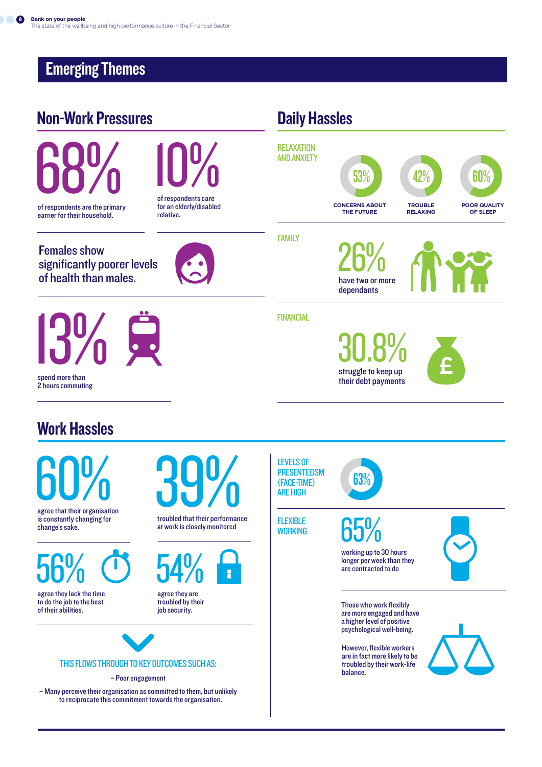# Emerging Themes

## Non-Work Pressures

**68%**

of respondents are the primary earner for their household.

**10%**

of respondents care for an elderly/disabled relative.

Females show significantly poorer levels of health than males.

**13%**

spend more than 2 hours commuting

## Daily Hassles

### RELAXATION AND ANXIETY

53%
CONCERNS ABOUT THE FUTURE

42%
TROUBLE RELAXING

60%
POOR QUALITY OF SLEEP

### FAMILY

**26%**

have two or more dependants

### FINANCIAL

**30.8%**

struggle to keep up their debt payments

## Work Hassles

**60%**

agree that their organisation is constantly changing for change's sake.

**39%**

troubled that their performance at work is closely monitored

**56%**

agree they lack the time to do the job to the best of their abilities.

**54%**

agree they are troubled by their job security.

THIS FLOWS THROUGH TO KEY OUTCOMES SUCH AS:

– Poor engagement

– Many perceive their organisation as committed to them, but unlikely to reciprocate this commitment towards the organisation.

### LEVELS OF PRESENTEEISM (FACE-TIME) ARE HIGH

63%

### FLEXIBLE WORKING

**65%**

working up to 30 hours longer per week than they are contracted to do

Those who work flexibly are more engaged and have a higher level of positive psychological well-being.

However, flexible workers are in fact more likely to be troubled by their work-life balance.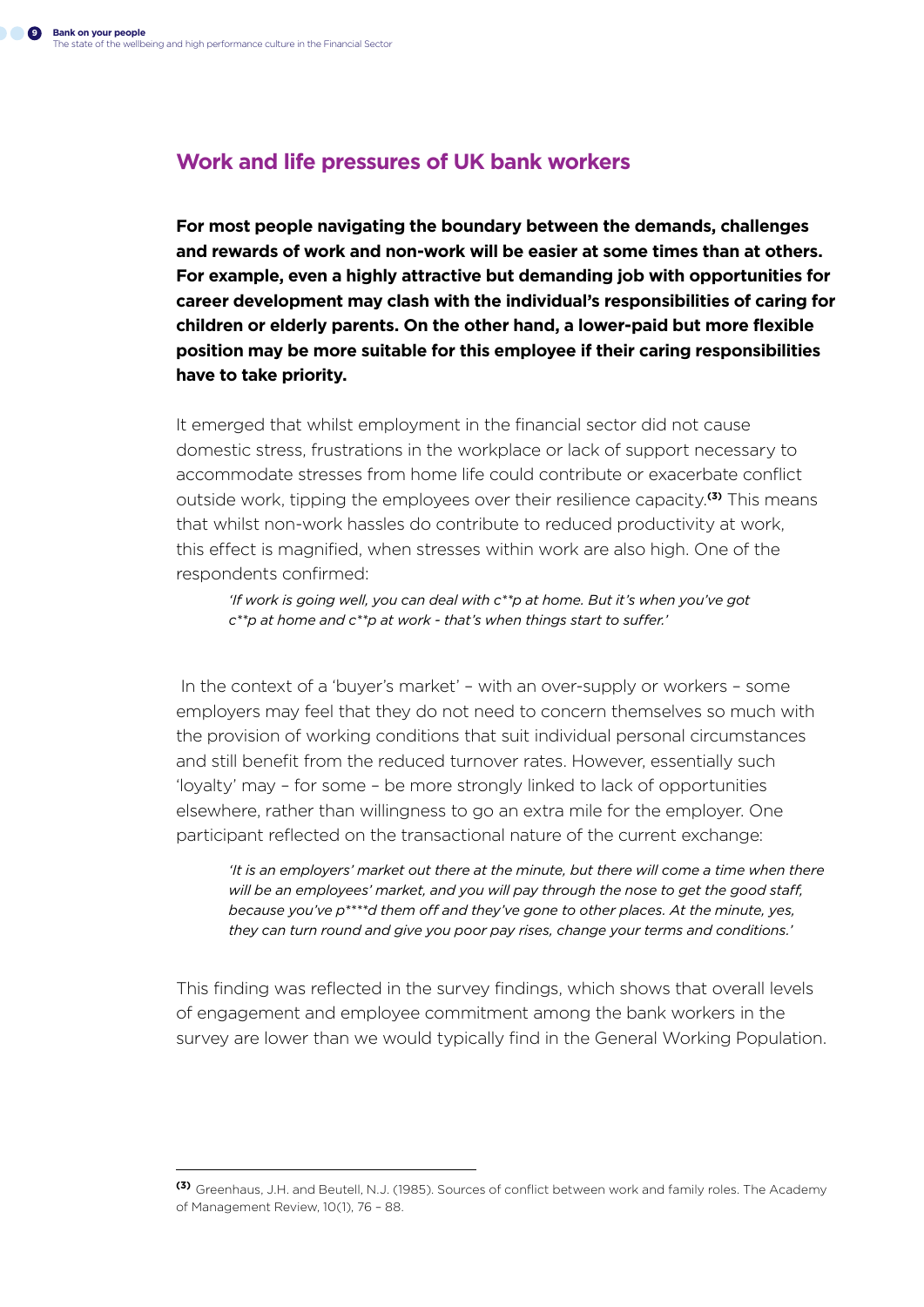## Work and life pressures of UK bank workers

**For most people navigating the boundary between the demands, challenges and rewards of work and non-work will be easier at some times than at others. For example, even a highly attractive but demanding job with opportunities for career development may clash with the individual's responsibilities of caring for children or elderly parents. On the other hand, a lower-paid but more flexible position may be more suitable for this employee if their caring responsibilities have to take priority.**

It emerged that whilst employment in the financial sector did not cause domestic stress, frustrations in the workplace or lack of support necessary to accommodate stresses from home life could contribute or exacerbate conflict outside work, tipping the employees over their resilience capacity.[3] This means that whilst non-work hassles do contribute to reduced productivity at work, this effect is magnified, when stresses within work are also high. One of the respondents confirmed:

> *'If work is going well, you can deal with c**p at home. But it's when you've got c**p at home and c**p at work - that's when things start to suffer.'*

In the context of a 'buyer's market' – with an over-supply or workers – some employers may feel that they do not need to concern themselves so much with the provision of working conditions that suit individual personal circumstances and still benefit from the reduced turnover rates. However, essentially such 'loyalty' may – for some – be more strongly linked to lack of opportunities elsewhere, rather than willingness to go an extra mile for the employer. One participant reflected on the transactional nature of the current exchange:

> *'It is an employers' market out there at the minute, but there will come a time when there will be an employees' market, and you will pay through the nose to get the good staff, because you've p****d them off and they've gone to other places. At the minute, yes, they can turn round and give you poor pay rises, change your terms and conditions.'*

This finding was reflected in the survey findings, which shows that overall levels of engagement and employee commitment among the bank workers in the survey are lower than we would typically find in the General Working Population.

---

[3] Greenhaus, J.H. and Beutell, N.J. (1985). Sources of conflict between work and family roles. The Academy of Management Review, 10(1), 76 – 88.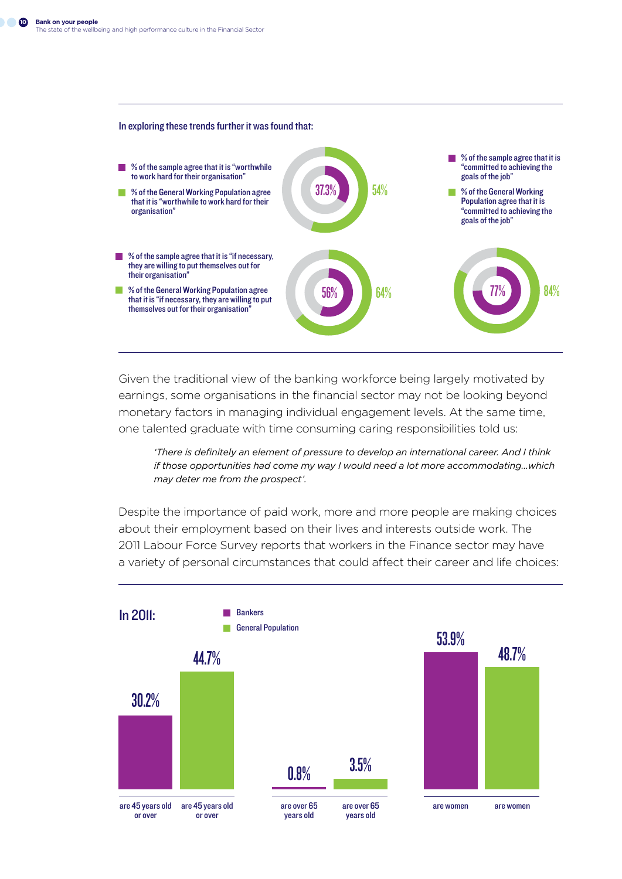In exploring these trends further it was found that:

% of the sample agree that it is "worthwhile to work hard for their organisation"

% of the General Working Population agree that it is "worthwhile to work hard for their organisation"

37.3%

54%

% of the sample agree that it is "committed to achieving the goals of the job"

% of the General Working Population agree that it is "committed to achieving the goals of the job"

% of the sample agree that it is "if necessary, they are willing to put themselves out for their organisation"

% of the General Working Population agree that it is "if necessary, they are willing to put themselves out for their organisation"

56%

64%

77%

84%

Given the traditional view of the banking workforce being largely motivated by earnings, some organisations in the financial sector may not be looking beyond monetary factors in managing individual engagement levels. At the same time, one talented graduate with time consuming caring responsibilities told us:

> *'There is definitely an element of pressure to develop an international career. And I think if those opportunities had come my way I would need a lot more accommodating…which may deter me from the prospect'.*

Despite the importance of paid work, more and more people are making choices about their employment based on their lives and interests outside work. The 2011 Labour Force Survey reports that workers in the Finance sector may have a variety of personal circumstances that could affect their career and life choices:

In 2011:

Bankers

General Population

30.2%
are 45 years old or over

44.7%
are 45 years old or over

0.8%
are over 65 years old

3.5%
are over 65 years old

53.9%
are women

48.7%
are women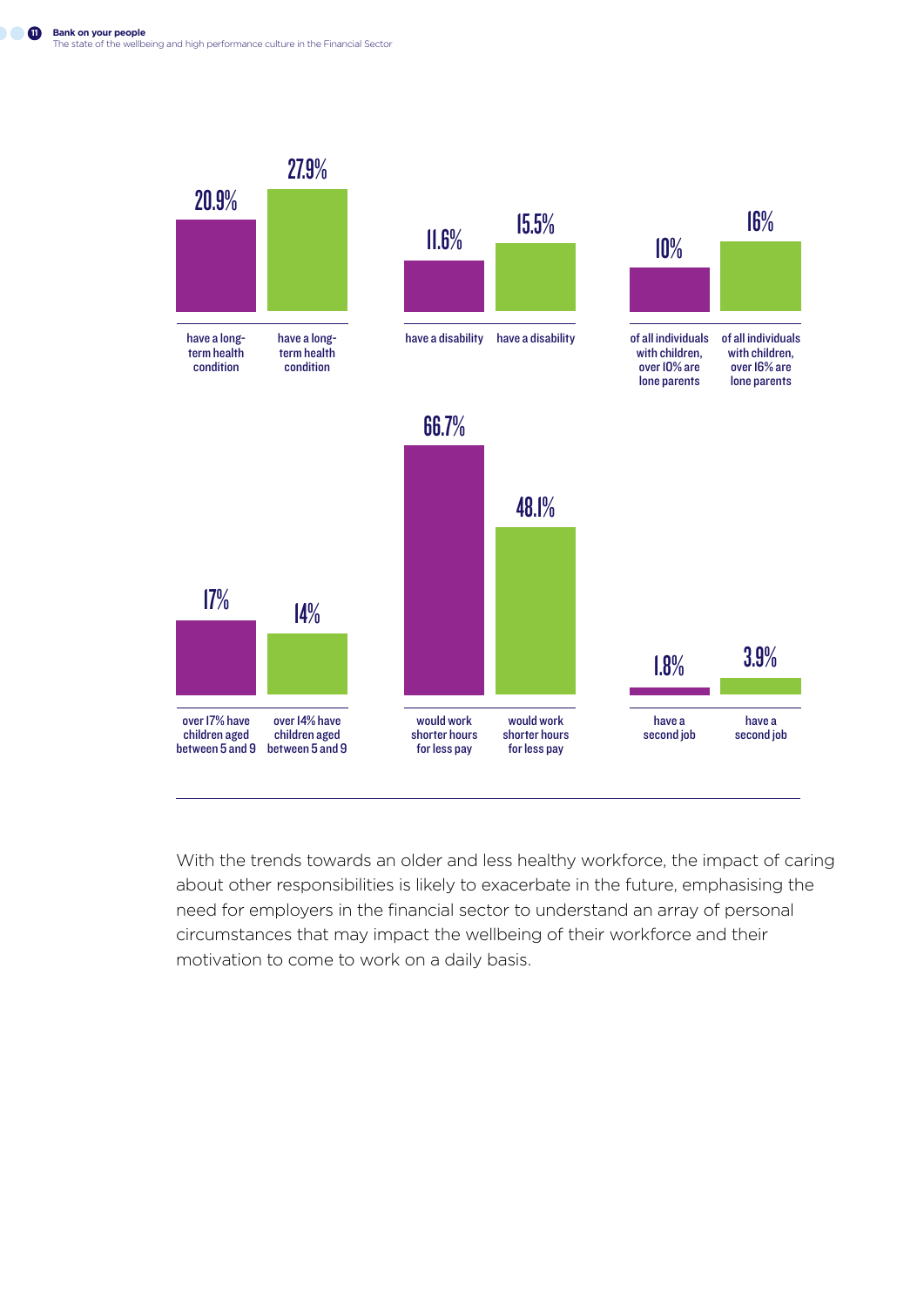20.9%
27.9%

have a long-term health condition

have a long-term health condition

11.6%
15.5%

have a disability

have a disability

10%
16%

of all individuals with children, over 10% are lone parents

of all individuals with children, over 16% are lone parents

17%
14%

over 17% have children aged between 5 and 9

over 14% have children aged between 5 and 9

66.7%
48.1%

would work shorter hours for less pay

would work shorter hours for less pay

1.8%
3.9%

have a second job

have a second job

With the trends towards an older and less healthy workforce, the impact of caring about other responsibilities is likely to exacerbate in the future, emphasising the need for employers in the financial sector to understand an array of personal circumstances that may impact the wellbeing of their workforce and their motivation to come to work on a daily basis.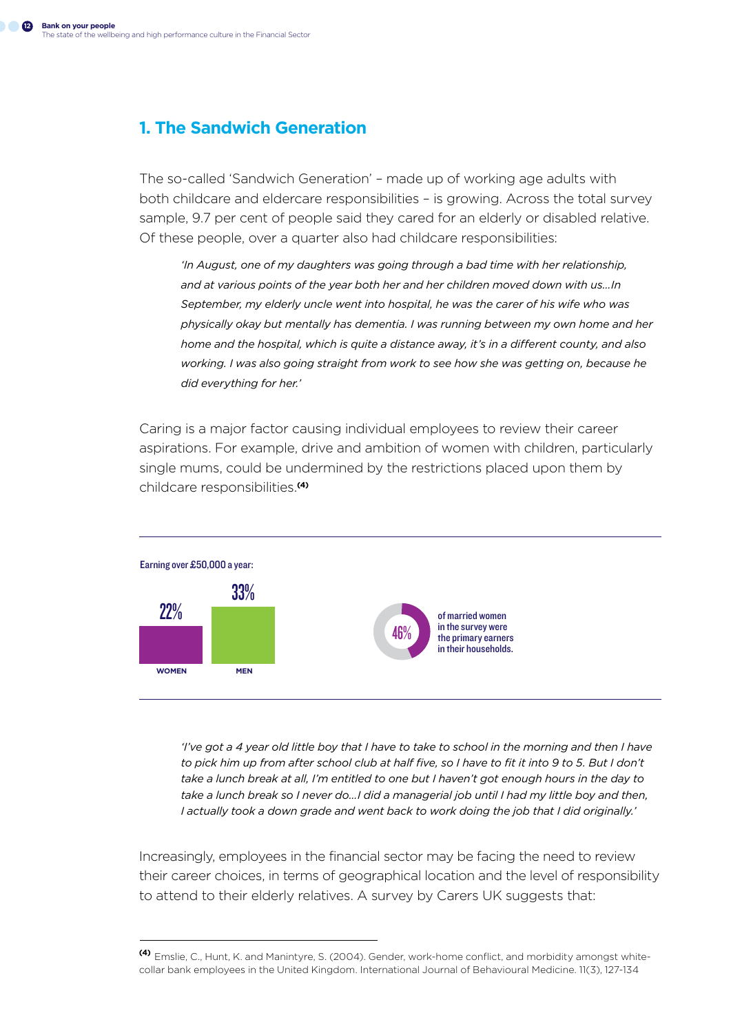## 1. The Sandwich Generation

The so-called 'Sandwich Generation' – made up of working age adults with both childcare and eldercare responsibilities – is growing. Across the total survey sample, 9.7 per cent of people said they cared for an elderly or disabled relative. Of these people, over a quarter also had childcare responsibilities:

> *'In August, one of my daughters was going through a bad time with her relationship, and at various points of the year both her and her children moved down with us…In September, my elderly uncle went into hospital, he was the carer of his wife who was physically okay but mentally has dementia. I was running between my own home and her home and the hospital, which is quite a distance away, it's in a different county, and also working. I was also going straight from work to see how she was getting on, because he did everything for her.'*

Caring is a major factor causing individual employees to review their career aspirations. For example, drive and ambition of women with children, particularly single mums, could be undermined by the restrictions placed upon them by childcare responsibilities.[4]

Earning over £50,000 a year:

22%
WOMEN

33%
MEN

46% of married women in the survey were the primary earners in their households.

> *'I've got a 4 year old little boy that I have to take to school in the morning and then I have to pick him up from after school club at half five, so I have to fit it into 9 to 5. But I don't take a lunch break at all, I'm entitled to one but I haven't got enough hours in the day to take a lunch break so I never do…I did a managerial job until I had my little boy and then, I actually took a down grade and went back to work doing the job that I did originally.'*

Increasingly, employees in the financial sector may be facing the need to review their career choices, in terms of geographical location and the level of responsibility to attend to their elderly relatives. A survey by Carers UK suggests that:

---

[4] Emslie, C., Hunt, K. and Manintyre, S. (2004). Gender, work-home conflict, and morbidity amongst white-collar bank employees in the United Kingdom. International Journal of Behavioural Medicine. 11(3), 127-134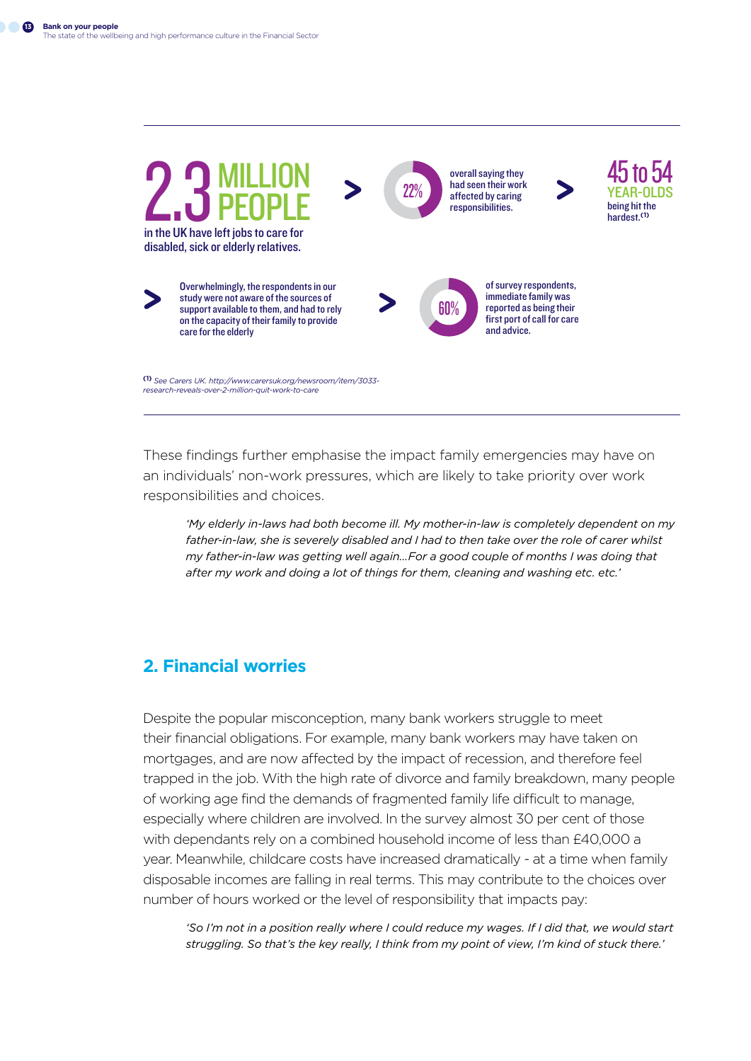**2.3 MILLION PEOPLE**

in the UK have left jobs to care for disabled, sick or elderly relatives.

22%

overall saying they had seen their work affected by caring responsibilities.

**45 to 54 YEAR-OLDS**

being hit the hardest.[1]

Overwhelmingly, the respondents in our study were not aware of the sources of support available to them, and had to rely on the capacity of their family to provide care for the elderly

60%

of survey respondents, immediate family was reported as being their first port of call for care and advice.

[1] *See Carers UK. http://www.carersuk.org/newsroom/item/3033-research-reveals-over-2-million-quit-work-to-care*

These findings further emphasise the impact family emergencies may have on an individuals' non-work pressures, which are likely to take priority over work responsibilities and choices.

> *'My elderly in-laws had both become ill. My mother-in-law is completely dependent on my father-in-law, she is severely disabled and I had to then take over the role of carer whilst my father-in-law was getting well again…For a good couple of months I was doing that after my work and doing a lot of things for them, cleaning and washing etc. etc.'*

## 2. Financial worries

Despite the popular misconception, many bank workers struggle to meet their financial obligations. For example, many bank workers may have taken on mortgages, and are now affected by the impact of recession, and therefore feel trapped in the job. With the high rate of divorce and family breakdown, many people of working age find the demands of fragmented family life difficult to manage, especially where children are involved. In the survey almost 30 per cent of those with dependants rely on a combined household income of less than £40,000 a year. Meanwhile, childcare costs have increased dramatically - at a time when family disposable incomes are falling in real terms. This may contribute to the choices over number of hours worked or the level of responsibility that impacts pay:

> *'So I'm not in a position really where I could reduce my wages. If I did that, we would start struggling. So that's the key really, I think from my point of view, I'm kind of stuck there.'*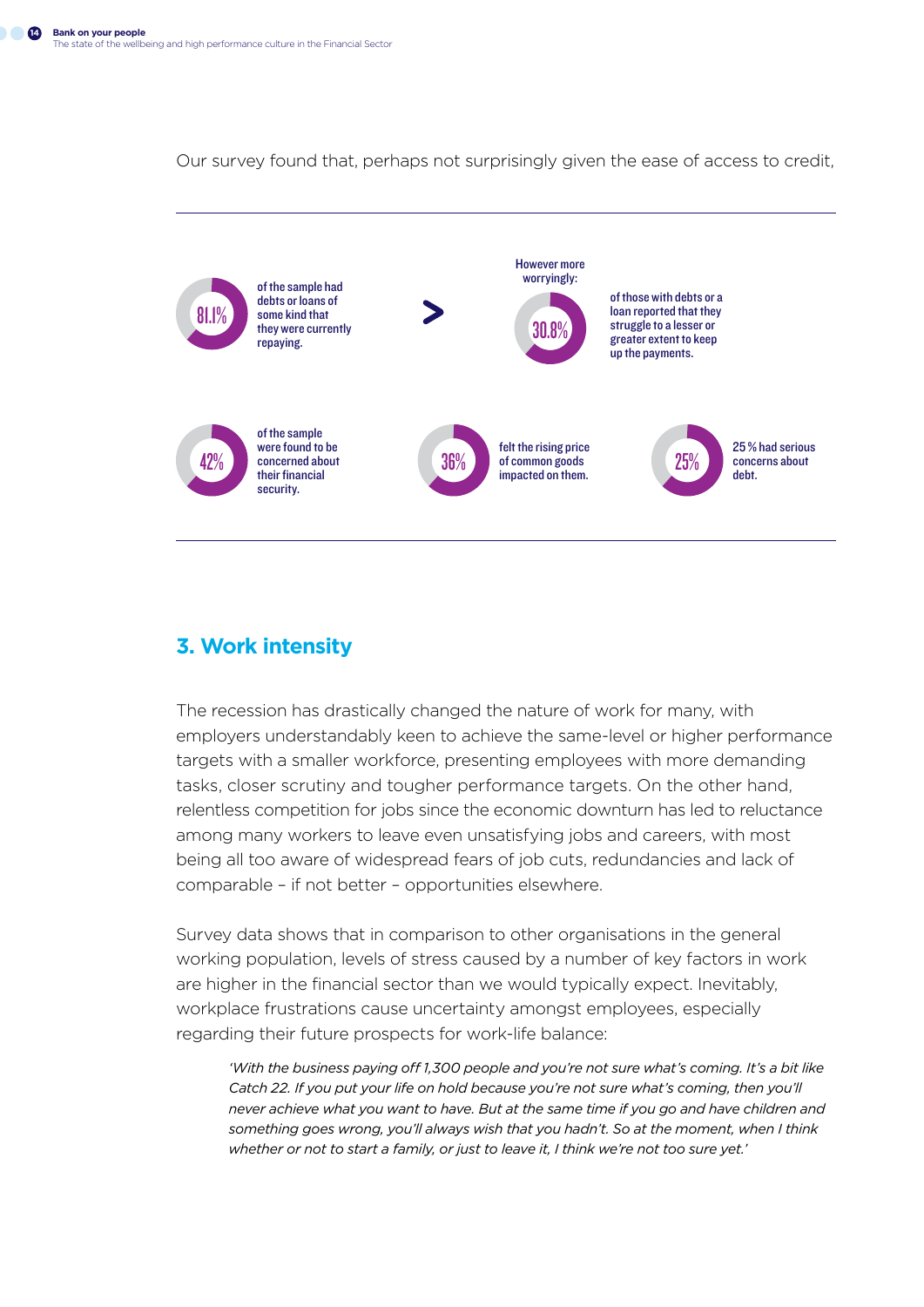Our survey found that, perhaps not surprisingly given the ease of access to credit,

81.1% of the sample had debts or loans of some kind that they were currently repaying.

However more worryingly:

30.8% of those with debts or a loan reported that they struggle to a lesser or greater extent to keep up the payments.

42% of the sample were found to be concerned about their financial security.

36% felt the rising price of common goods impacted on them.

25% — 25 % had serious concerns about debt.

## 3. Work intensity

The recession has drastically changed the nature of work for many, with employers understandably keen to achieve the same-level or higher performance targets with a smaller workforce, presenting employees with more demanding tasks, closer scrutiny and tougher performance targets. On the other hand, relentless competition for jobs since the economic downturn has led to reluctance among many workers to leave even unsatisfying jobs and careers, with most being all too aware of widespread fears of job cuts, redundancies and lack of comparable – if not better – opportunities elsewhere.

Survey data shows that in comparison to other organisations in the general working population, levels of stress caused by a number of key factors in work are higher in the financial sector than we would typically expect. Inevitably, workplace frustrations cause uncertainty amongst employees, especially regarding their future prospects for work-life balance:

> *'With the business paying off 1,300 people and you're not sure what's coming. It's a bit like Catch 22. If you put your life on hold because you're not sure what's coming, then you'll never achieve what you want to have. But at the same time if you go and have children and something goes wrong, you'll always wish that you hadn't. So at the moment, when I think whether or not to start a family, or just to leave it, I think we're not too sure yet.'*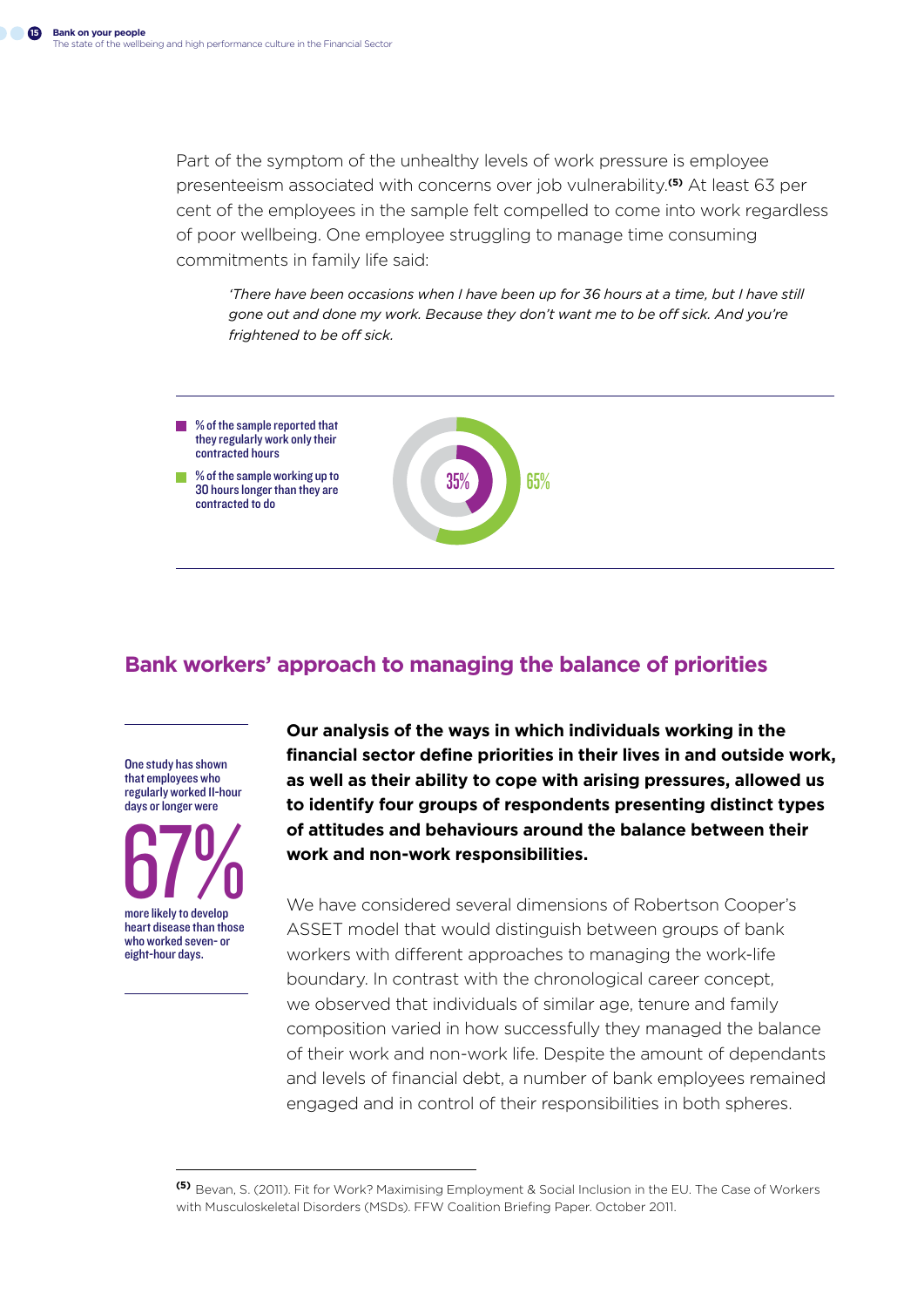Part of the symptom of the unhealthy levels of work pressure is employee presenteeism associated with concerns over job vulnerability.[5] At least 63 per cent of the employees in the sample felt compelled to come into work regardless of poor wellbeing. One employee struggling to manage time consuming commitments in family life said:

> *'There have been occasions when I have been up for 36 hours at a time, but I have still gone out and done my work. Because they don't want me to be off sick. And you're frightened to be off sick.*

% of the sample reported that they regularly work only their contracted hours

% of the sample working up to 30 hours longer than they are contracted to do

35%

65%

## Bank workers' approach to managing the balance of priorities

One study has shown that employees who regularly worked 11-hour days or longer were

67%

more likely to develop heart disease than those who worked seven- or eight-hour days.

**Our analysis of the ways in which individuals working in the financial sector define priorities in their lives in and outside work, as well as their ability to cope with arising pressures, allowed us to identify four groups of respondents presenting distinct types of attitudes and behaviours around the balance between their work and non-work responsibilities.**

We have considered several dimensions of Robertson Cooper's ASSET model that would distinguish between groups of bank workers with different approaches to managing the work-life boundary. In contrast with the chronological career concept, we observed that individuals of similar age, tenure and family composition varied in how successfully they managed the balance of their work and non-work life. Despite the amount of dependants and levels of financial debt, a number of bank employees remained engaged and in control of their responsibilities in both spheres.

---

[5] Bevan, S. (2011). Fit for Work? Maximising Employment & Social Inclusion in the EU. The Case of Workers with Musculoskeletal Disorders (MSDs). FFW Coalition Briefing Paper. October 2011.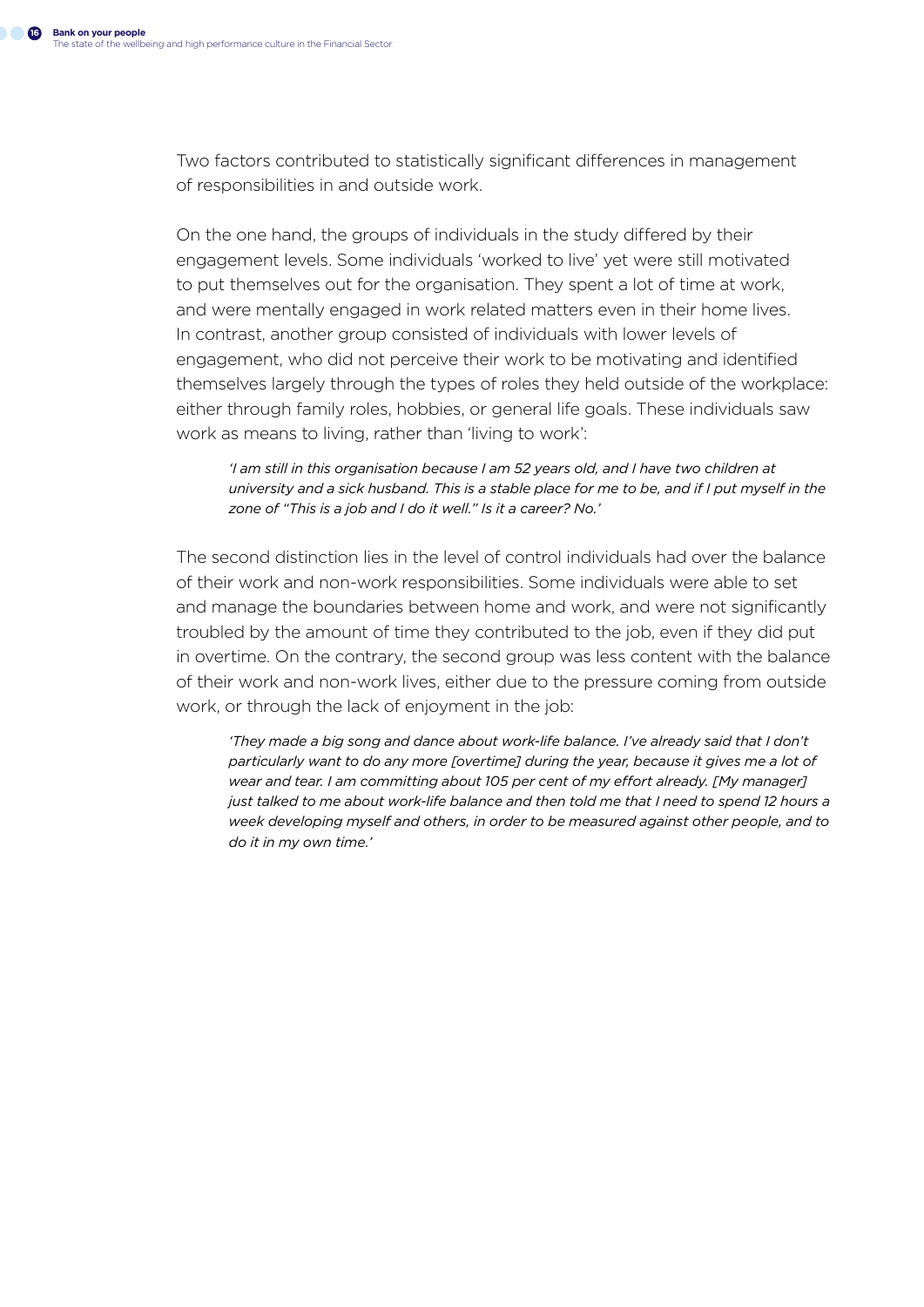Two factors contributed to statistically significant differences in management of responsibilities in and outside work.

On the one hand, the groups of individuals in the study differed by their engagement levels. Some individuals 'worked to live' yet were still motivated to put themselves out for the organisation. They spent a lot of time at work, and were mentally engaged in work related matters even in their home lives. In contrast, another group consisted of individuals with lower levels of engagement, who did not perceive their work to be motivating and identified themselves largely through the types of roles they held outside of the workplace: either through family roles, hobbies, or general life goals. These individuals saw work as means to living, rather than 'living to work':

> *'I am still in this organisation because I am 52 years old, and I have two children at university and a sick husband. This is a stable place for me to be, and if I put myself in the zone of "This is a job and I do it well." Is it a career? No.'*

The second distinction lies in the level of control individuals had over the balance of their work and non-work responsibilities. Some individuals were able to set and manage the boundaries between home and work, and were not significantly troubled by the amount of time they contributed to the job, even if they did put in overtime. On the contrary, the second group was less content with the balance of their work and non-work lives, either due to the pressure coming from outside work, or through the lack of enjoyment in the job:

> *'They made a big song and dance about work-life balance. I've already said that I don't particularly want to do any more [overtime] during the year, because it gives me a lot of wear and tear. I am committing about 105 per cent of my effort already. [My manager] just talked to me about work-life balance and then told me that I need to spend 12 hours a week developing myself and others, in order to be measured against other people, and to do it in my own time.'*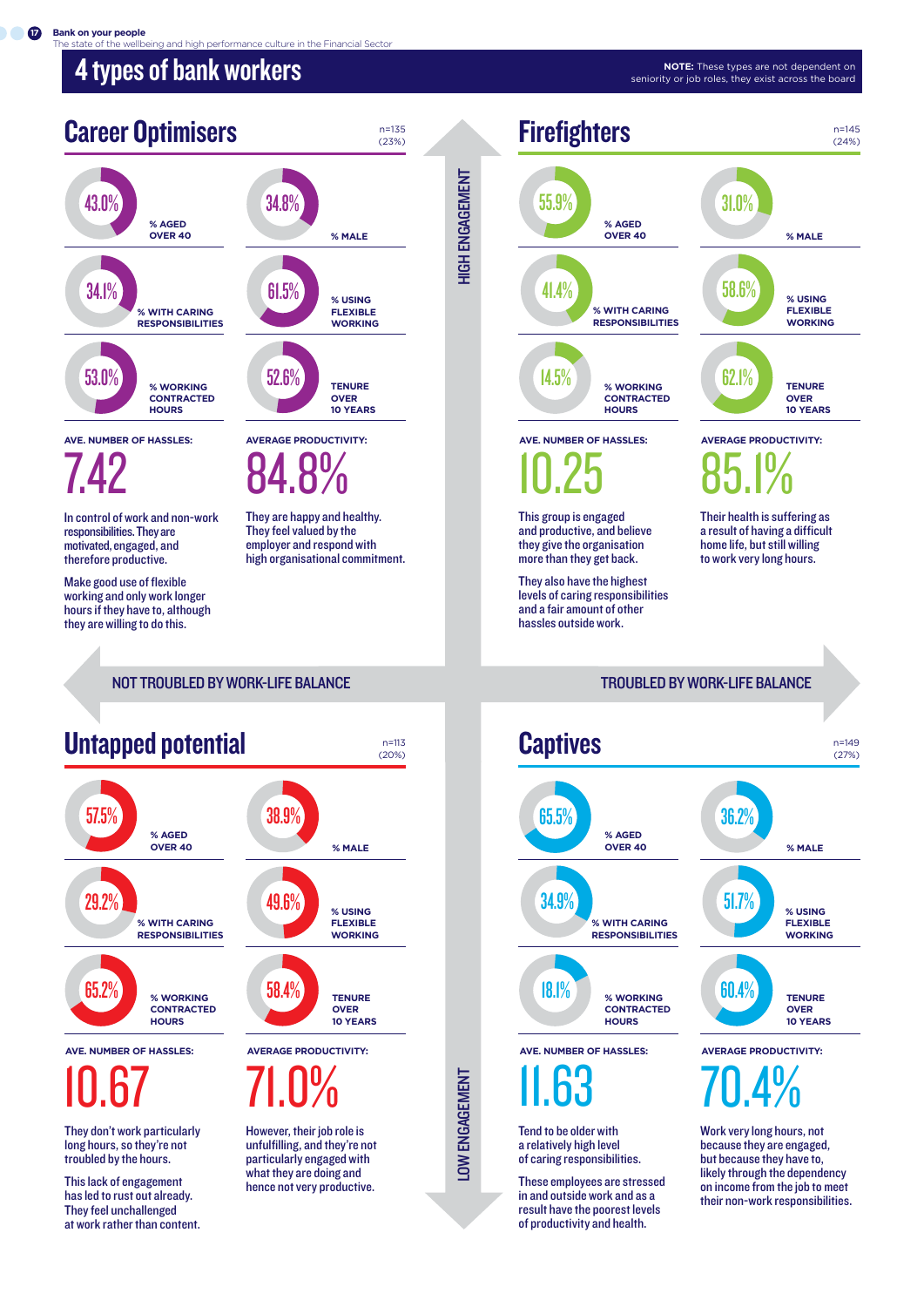# 4 types of bank workers

**NOTE:** These types are not dependent on seniority or job roles, they exist across the board

HIGH ENGAGEMENT

LOW ENGAGEMENT

NOT TROUBLED BY WORK-LIFE BALANCE

TROUBLED BY WORK-LIFE BALANCE

## Career Optimisers

n=135 (23%)

43.0% % AGED OVER 40

34.8% % MALE

34.1% % WITH CARING RESPONSIBILITIES

61.5% % USING FLEXIBLE WORKING

53.0% % WORKING CONTRACTED HOURS

52.6% TENURE OVER 10 YEARS

**AVE. NUMBER OF HASSLES:** 7.42

**AVERAGE PRODUCTIVITY:** 84.8%

In control of work and non-work responsibilities. They are motivated, engaged, and therefore productive.

Make good use of flexible working and only work longer hours if they have to, although they are willing to do this.

They are happy and healthy. They feel valued by the employer and respond with high organisational commitment.

## Firefighters

n=145 (24%)

55.9% % AGED OVER 40

31.0% % MALE

41.4% % WITH CARING RESPONSIBILITIES

58.6% % USING FLEXIBLE WORKING

14.5% % WORKING CONTRACTED HOURS

62.1% TENURE OVER 10 YEARS

**AVE. NUMBER OF HASSLES:** 10.25

**AVERAGE PRODUCTIVITY:** 85.1%

This group is engaged and productive, and believe they give the organisation more than they get back.

They also have the highest levels of caring responsibilities and a fair amount of other hassles outside work.

Their health is suffering as a result of having a difficult home life, but still willing to work very long hours.

## Untapped potential

n=113 (20%)

57.5% % AGED OVER 40

38.9% % MALE

29.2% % WITH CARING RESPONSIBILITIES

49.6% % USING FLEXIBLE WORKING

65.2% % WORKING CONTRACTED HOURS

58.4% TENURE OVER 10 YEARS

**AVE. NUMBER OF HASSLES:** 10.67

**AVERAGE PRODUCTIVITY:** 71.0%

They don't work particularly long hours, so they're not troubled by the hours.

This lack of engagement has led to rust out already. They feel unchallenged at work rather than content.

However, their job role is unfulfilling, and they're not particularly engaged with what they are doing and hence not very productive.

## Captives

n=149 (27%)

65.5% % AGED OVER 40

36.2% % MALE

34.9% % WITH CARING RESPONSIBILITIES

51.7% % USING FLEXIBLE WORKING

18.1% % WORKING CONTRACTED HOURS

60.4% TENURE OVER 10 YEARS

**AVE. NUMBER OF HASSLES:** 11.63

**AVERAGE PRODUCTIVITY:** 70.4%

Tend to be older with a relatively high level of caring responsibilities.

These employees are stressed in and outside work and as a result have the poorest levels of productivity and health.

Work very long hours, not because they are engaged, but because they have to, likely through the dependency on income from the job to meet their non-work responsibilities.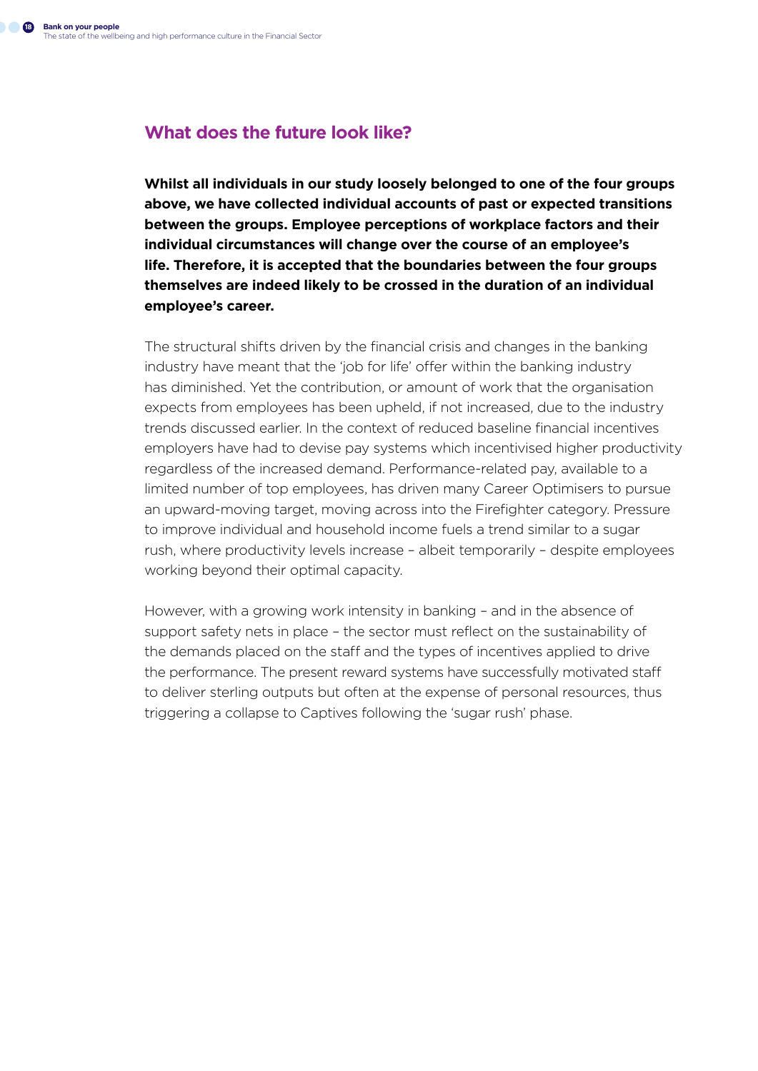## What does the future look like?

**Whilst all individuals in our study loosely belonged to one of the four groups above, we have collected individual accounts of past or expected transitions between the groups. Employee perceptions of workplace factors and their individual circumstances will change over the course of an employee's life. Therefore, it is accepted that the boundaries between the four groups themselves are indeed likely to be crossed in the duration of an individual employee's career.**

The structural shifts driven by the financial crisis and changes in the banking industry have meant that the 'job for life' offer within the banking industry has diminished. Yet the contribution, or amount of work that the organisation expects from employees has been upheld, if not increased, due to the industry trends discussed earlier. In the context of reduced baseline financial incentives employers have had to devise pay systems which incentivised higher productivity regardless of the increased demand. Performance-related pay, available to a limited number of top employees, has driven many Career Optimisers to pursue an upward-moving target, moving across into the Firefighter category. Pressure to improve individual and household income fuels a trend similar to a sugar rush, where productivity levels increase – albeit temporarily – despite employees working beyond their optimal capacity.

However, with a growing work intensity in banking – and in the absence of support safety nets in place – the sector must reflect on the sustainability of the demands placed on the staff and the types of incentives applied to drive the performance. The present reward systems have successfully motivated staff to deliver sterling outputs but often at the expense of personal resources, thus triggering a collapse to Captives following the 'sugar rush' phase.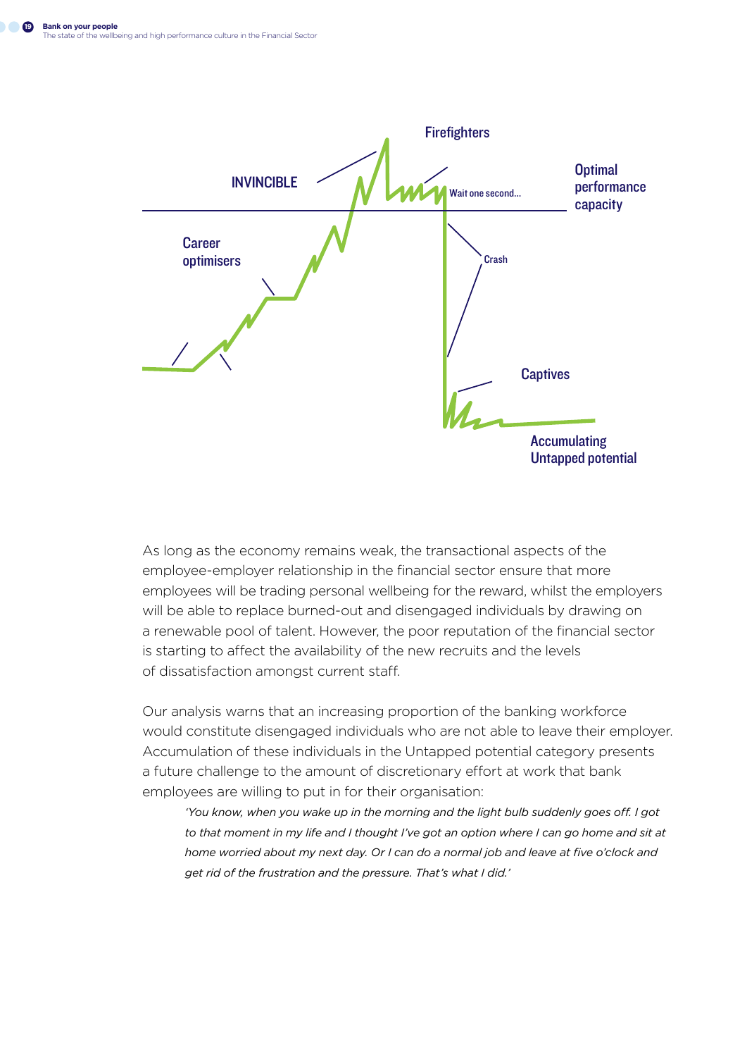Firefighters

INVINCIBLE

Wait one second...

Optimal performance capacity

Career optimisers

Crash

Captives

Accumulating Untapped potential

As long as the economy remains weak, the transactional aspects of the employee-employer relationship in the financial sector ensure that more employees will be trading personal wellbeing for the reward, whilst the employers will be able to replace burned-out and disengaged individuals by drawing on a renewable pool of talent. However, the poor reputation of the financial sector is starting to affect the availability of the new recruits and the levels of dissatisfaction amongst current staff.

Our analysis warns that an increasing proportion of the banking workforce would constitute disengaged individuals who are not able to leave their employer. Accumulation of these individuals in the Untapped potential category presents a future challenge to the amount of discretionary effort at work that bank employees are willing to put in for their organisation:

> *'You know, when you wake up in the morning and the light bulb suddenly goes off. I got to that moment in my life and I thought I've got an option where I can go home and sit at home worried about my next day. Or I can do a normal job and leave at five o'clock and get rid of the frustration and the pressure. That's what I did.'*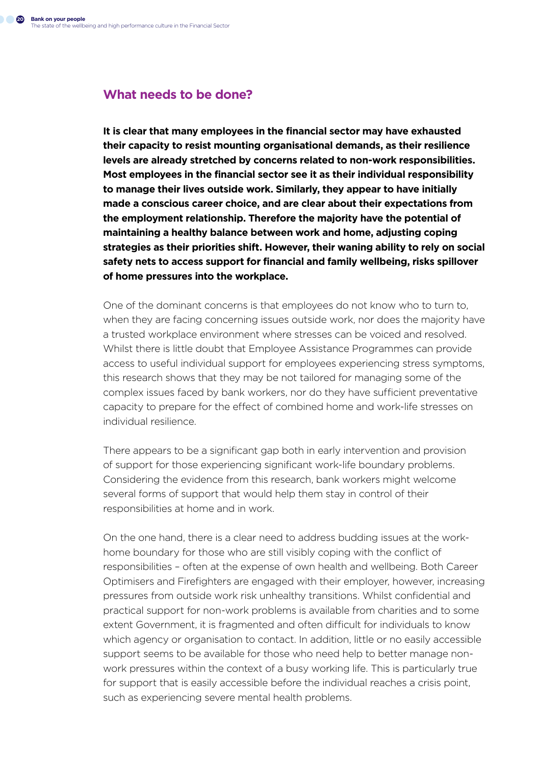## What needs to be done?

**It is clear that many employees in the financial sector may have exhausted their capacity to resist mounting organisational demands, as their resilience levels are already stretched by concerns related to non-work responsibilities. Most employees in the financial sector see it as their individual responsibility to manage their lives outside work. Similarly, they appear to have initially made a conscious career choice, and are clear about their expectations from the employment relationship. Therefore the majority have the potential of maintaining a healthy balance between work and home, adjusting coping strategies as their priorities shift. However, their waning ability to rely on social safety nets to access support for financial and family wellbeing, risks spillover of home pressures into the workplace.**

One of the dominant concerns is that employees do not know who to turn to, when they are facing concerning issues outside work, nor does the majority have a trusted workplace environment where stresses can be voiced and resolved. Whilst there is little doubt that Employee Assistance Programmes can provide access to useful individual support for employees experiencing stress symptoms, this research shows that they may be not tailored for managing some of the complex issues faced by bank workers, nor do they have sufficient preventative capacity to prepare for the effect of combined home and work-life stresses on individual resilience.

There appears to be a significant gap both in early intervention and provision of support for those experiencing significant work-life boundary problems. Considering the evidence from this research, bank workers might welcome several forms of support that would help them stay in control of their responsibilities at home and in work.

On the one hand, there is a clear need to address budding issues at the work-home boundary for those who are still visibly coping with the conflict of responsibilities – often at the expense of own health and wellbeing. Both Career Optimisers and Firefighters are engaged with their employer, however, increasing pressures from outside work risk unhealthy transitions. Whilst confidential and practical support for non-work problems is available from charities and to some extent Government, it is fragmented and often difficult for individuals to know which agency or organisation to contact. In addition, little or no easily accessible support seems to be available for those who need help to better manage non-work pressures within the context of a busy working life. This is particularly true for support that is easily accessible before the individual reaches a crisis point, such as experiencing severe mental health problems.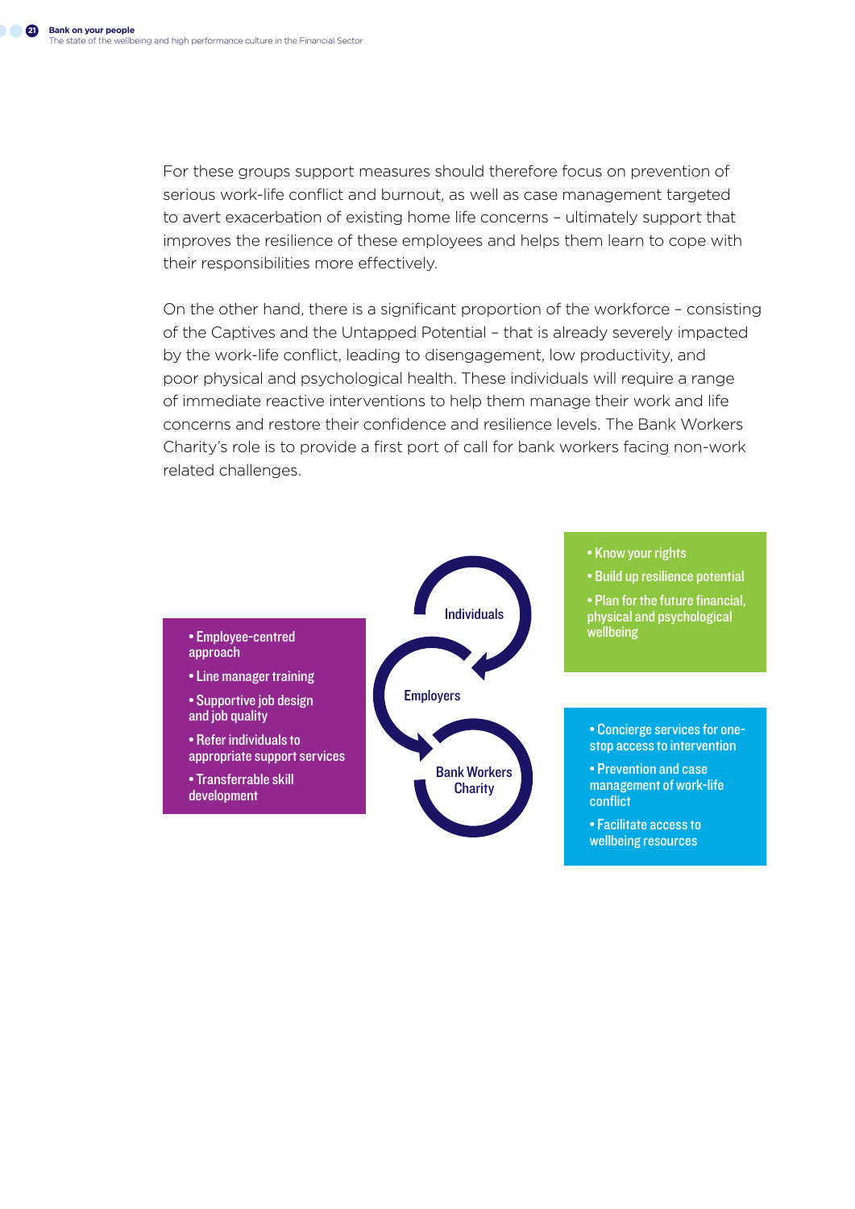For these groups support measures should therefore focus on prevention of serious work-life conflict and burnout, as well as case management targeted to avert exacerbation of existing home life concerns – ultimately support that improves the resilience of these employees and helps them learn to cope with their responsibilities more effectively.

On the other hand, there is a significant proportion of the workforce – consisting of the Captives and the Untapped Potential – that is already severely impacted by the work-life conflict, leading to disengagement, low productivity, and poor physical and psychological health. These individuals will require a range of immediate reactive interventions to help them manage their work and life concerns and restore their confidence and resilience levels. The Bank Workers Charity's role is to provide a first port of call for bank workers facing non-work related challenges.

Individuals

- Know your rights
- Build up resilience potential
- Plan for the future financial, physical and psychological wellbeing

Employers

- Employee-centred approach
- Line manager training
- Supportive job design and job quality
- Refer individuals to appropriate support services
- Transferrable skill development

Bank Workers Charity

- Concierge services for one-stop access to intervention
- Prevention and case management of work-life conflict
- Facilitate access to wellbeing resources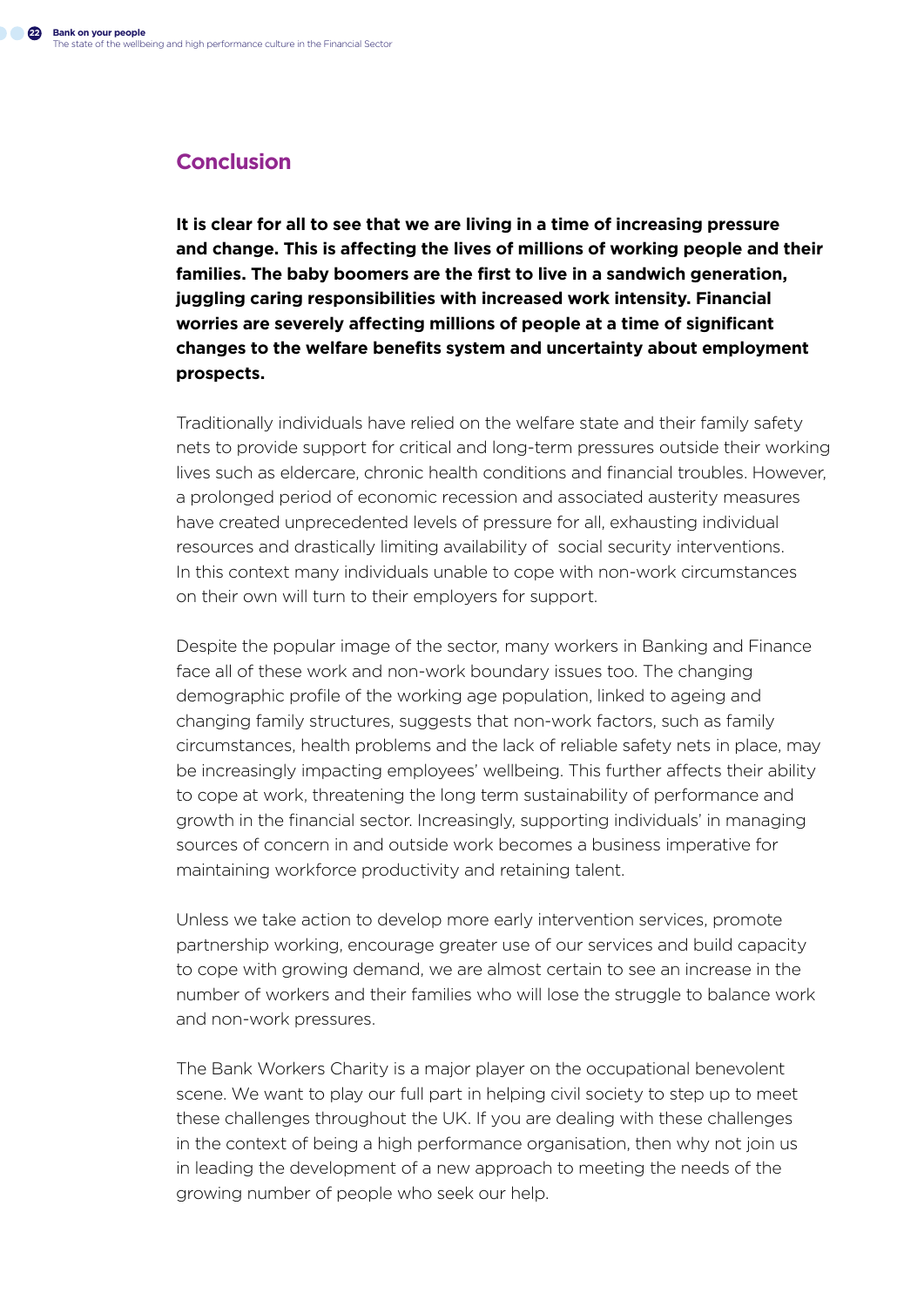## Conclusion

**It is clear for all to see that we are living in a time of increasing pressure and change. This is affecting the lives of millions of working people and their families. The baby boomers are the first to live in a sandwich generation, juggling caring responsibilities with increased work intensity. Financial worries are severely affecting millions of people at a time of significant changes to the welfare benefits system and uncertainty about employment prospects.**

Traditionally individuals have relied on the welfare state and their family safety nets to provide support for critical and long-term pressures outside their working lives such as eldercare, chronic health conditions and financial troubles. However, a prolonged period of economic recession and associated austerity measures have created unprecedented levels of pressure for all, exhausting individual resources and drastically limiting availability of social security interventions. In this context many individuals unable to cope with non-work circumstances on their own will turn to their employers for support.

Despite the popular image of the sector, many workers in Banking and Finance face all of these work and non-work boundary issues too. The changing demographic profile of the working age population, linked to ageing and changing family structures, suggests that non-work factors, such as family circumstances, health problems and the lack of reliable safety nets in place, may be increasingly impacting employees' wellbeing. This further affects their ability to cope at work, threatening the long term sustainability of performance and growth in the financial sector. Increasingly, supporting individuals' in managing sources of concern in and outside work becomes a business imperative for maintaining workforce productivity and retaining talent.

Unless we take action to develop more early intervention services, promote partnership working, encourage greater use of our services and build capacity to cope with growing demand, we are almost certain to see an increase in the number of workers and their families who will lose the struggle to balance work and non-work pressures.

The Bank Workers Charity is a major player on the occupational benevolent scene. We want to play our full part in helping civil society to step up to meet these challenges throughout the UK. If you are dealing with these challenges in the context of being a high performance organisation, then why not join us in leading the development of a new approach to meeting the needs of the growing number of people who seek our help.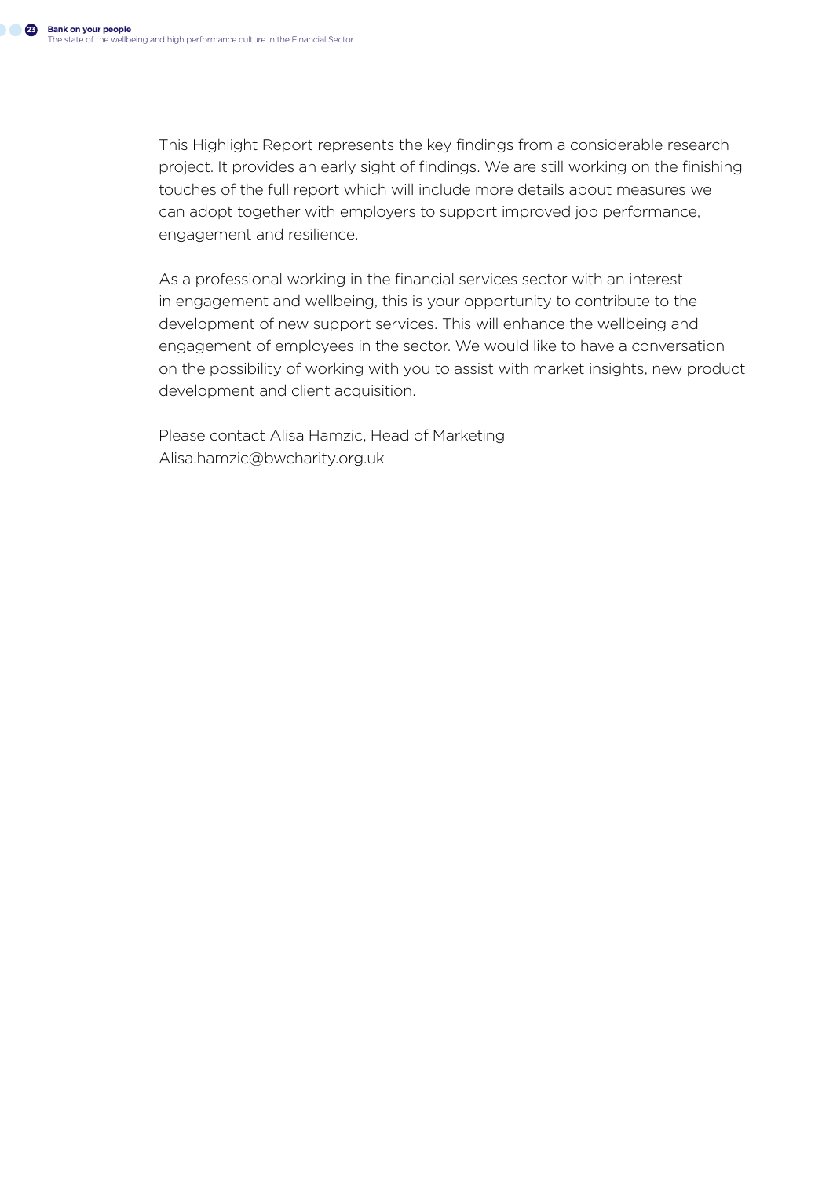This Highlight Report represents the key findings from a considerable research project. It provides an early sight of findings. We are still working on the finishing touches of the full report which will include more details about measures we can adopt together with employers to support improved job performance, engagement and resilience.

As a professional working in the financial services sector with an interest in engagement and wellbeing, this is your opportunity to contribute to the development of new support services. This will enhance the wellbeing and engagement of employees in the sector. We would like to have a conversation on the possibility of working with you to assist with market insights, new product development and client acquisition.

Please contact Alisa Hamzic, Head of Marketing
Alisa.hamzic@bwcharity.org.uk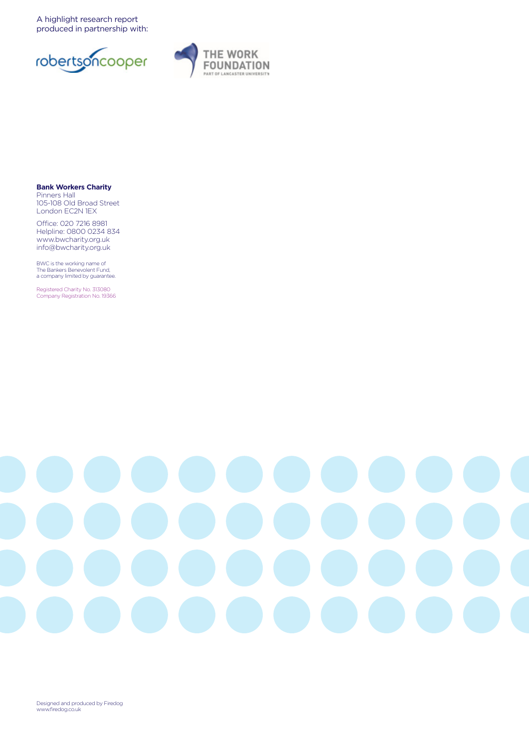A highlight research report produced in partnership with:

robertsoncooper

THE WORK FOUNDATION
PART OF LANCASTER UNIVERSITY

**Bank Workers Charity**
Pinners Hall
105-108 Old Broad Street
London EC2N 1EX

Office: 020 7216 8981
Helpline: 0800 0234 834
www.bwcharity.org.uk
info@bwcharity.org.uk

BWC is the working name of
The Bankers Benevolent Fund,
a company limited by guarantee.

Registered Charity No. 313080
Company Registration No. 19366

Designed and produced by Firedog
www.firedog.co.uk